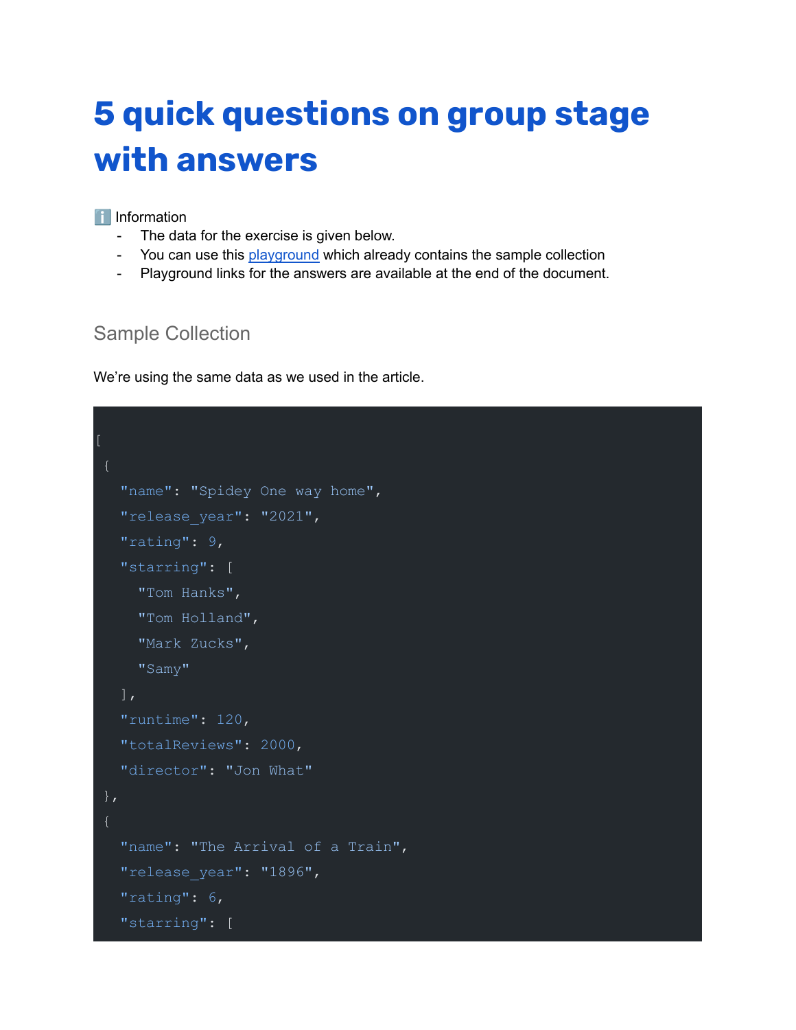# 5 quick questions on group stage with answers

ℹ️ Information

- The data for the exercise is given below.
- You can use this [playground](playground) which already contains the sample collection
- Playground links for the answers are available at the end of the document.

## Sample Collection

We're using the same data as we used in the article.

```
[
 {
   "name": "Spidey One way home",
   "release_year": "2021",
   "rating": 9,
   "starring": [
     "Tom Hanks",
     "Tom Holland",
     "Mark Zucks",
     "Samy"
   ],
   "runtime": 120,
   "totalReviews": 2000,
   "director": "Jon What"
 },
 {
   "name": "The Arrival of a Train",
   "release_year": "1896",
   "rating": 6,
   "starring": [
```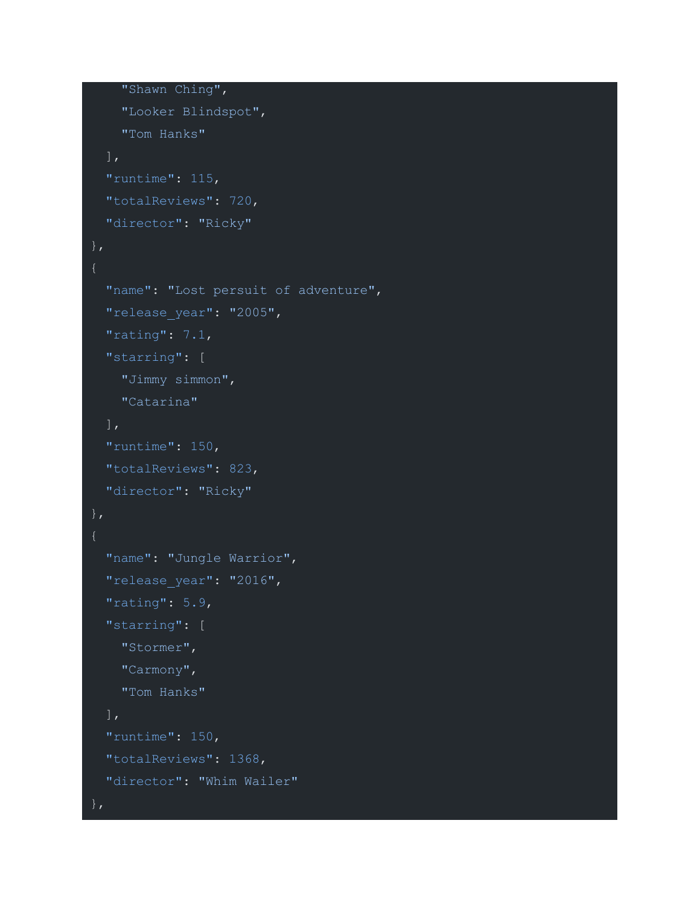```
    "Shawn Ching",
    "Looker Blindspot",
    "Tom Hanks"
  ],
  "runtime": 115,
  "totalReviews": 720,
  "director": "Ricky"
},
{
  "name": "Lost persuit of adventure",
  "release_year": "2005",
  "rating": 7.1,
  "starring": [
    "Jimmy simmon",
    "Catarina"
  ],
  "runtime": 150,
  "totalReviews": 823,
  "director": "Ricky"
},
{
  "name": "Jungle Warrior",
  "release_year": "2016",
  "rating": 5.9,
  "starring": [
    "Stormer",
    "Carmony",
    "Tom Hanks"
  ],
  "runtime": 150,
  "totalReviews": 1368,
  "director": "Whim Wailer"
},
```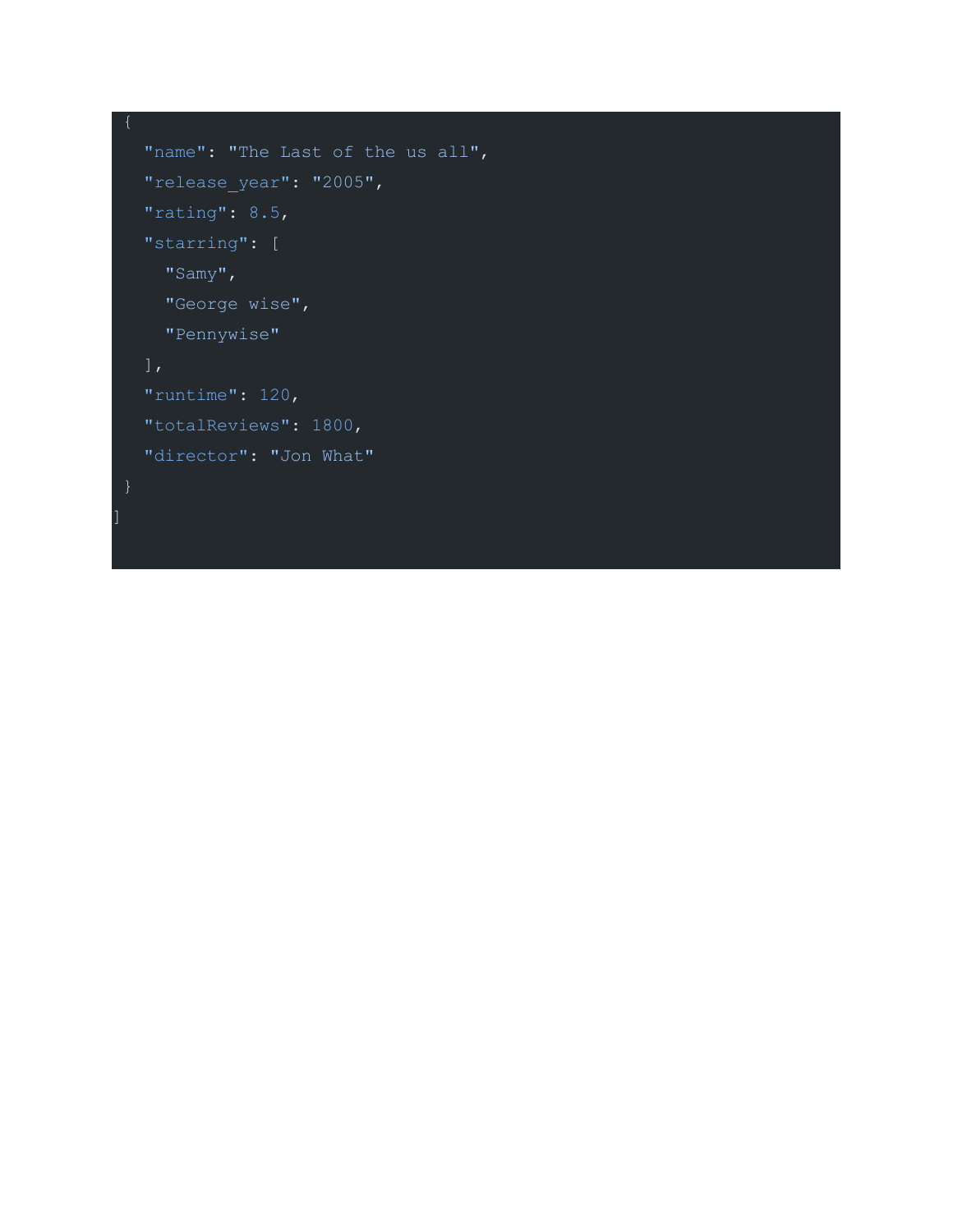```
 {
   "name": "The Last of the us all",
   "release_year": "2005",
   "rating": 8.5,
   "starring": [
     "Samy",
     "George wise",
     "Pennywise"
   ],
   "runtime": 120,
   "totalReviews": 1800,
   "director": "Jon What"
 }
]
```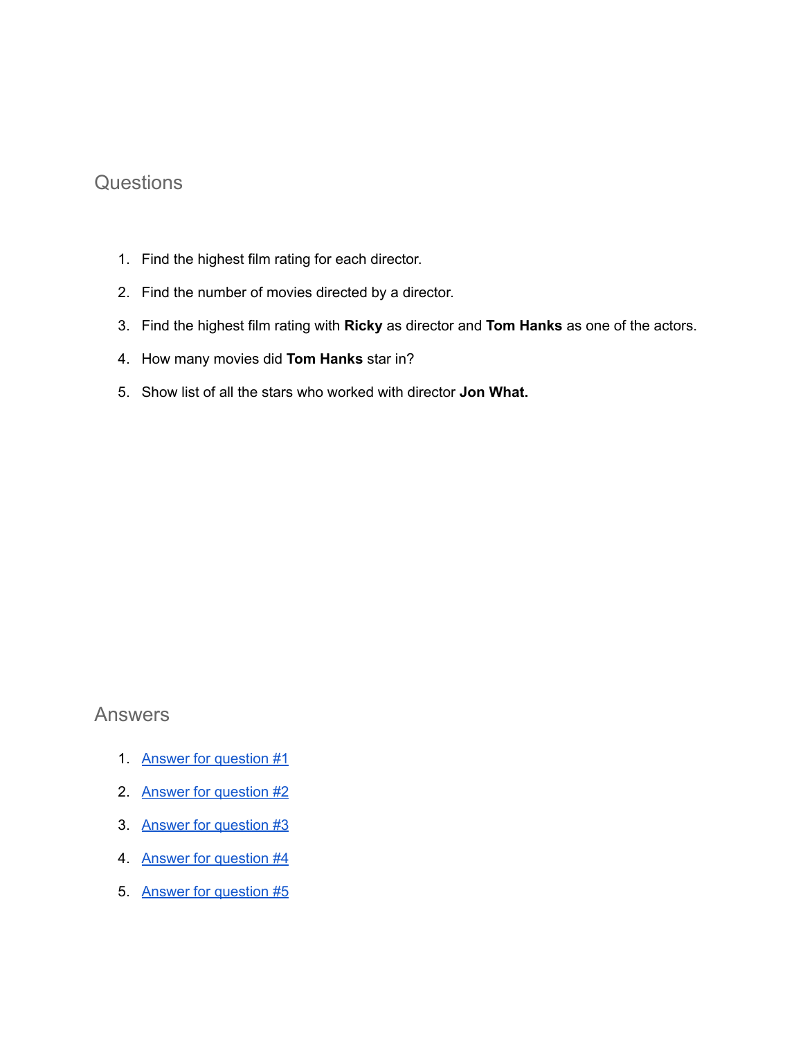## Questions

1. Find the highest film rating for each director.
2. Find the number of movies directed by a director.
3. Find the highest film rating with **Ricky** as director and **Tom Hanks** as one of the actors.
4. How many movies did **Tom Hanks** star in?
5. Show list of all the stars who worked with director **Jon What.**

## Answers

1. Answer for question #1
2. Answer for question #2
3. Answer for question #3
4. Answer for question #4
5. Answer for question #5